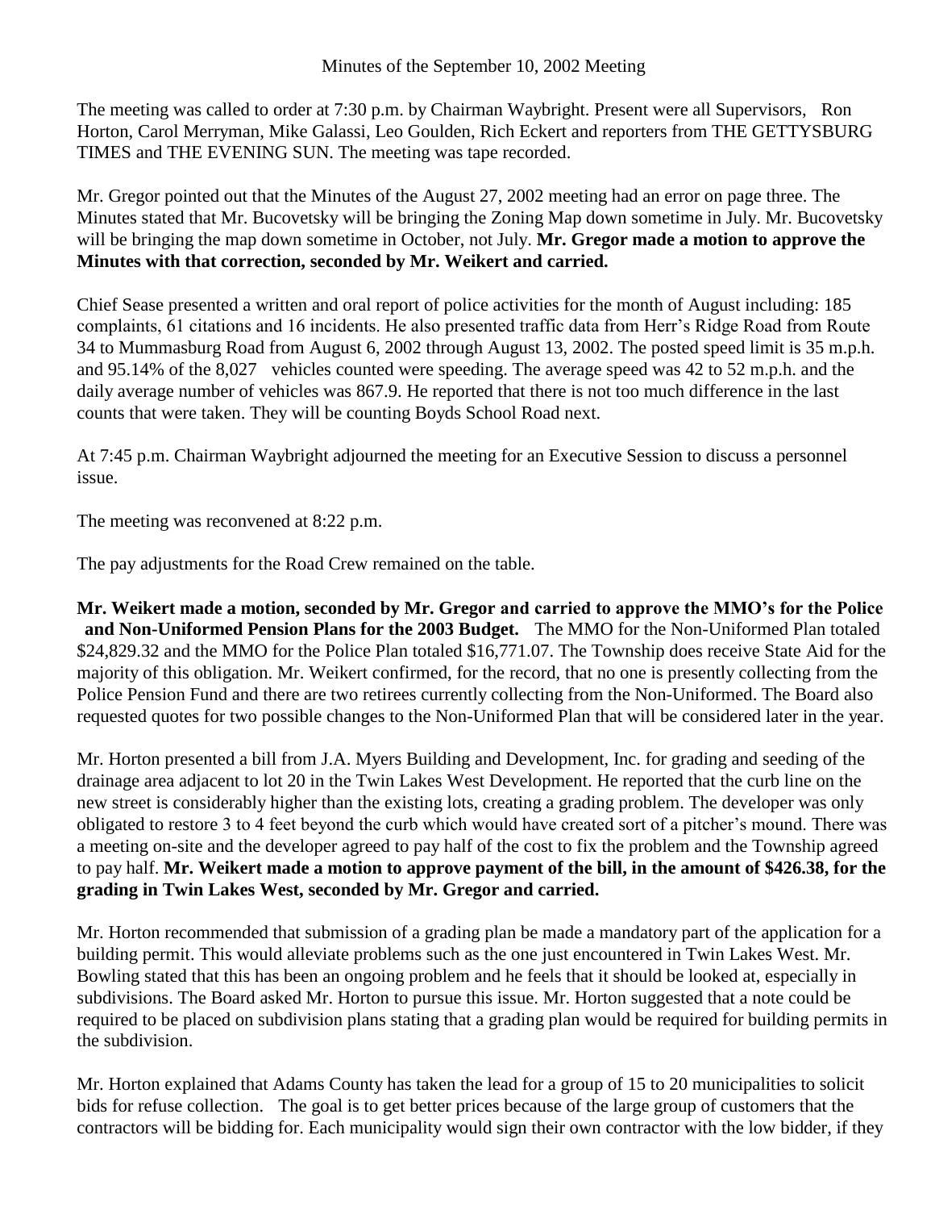Minutes of the September 10, 2002 Meeting

The meeting was called to order at 7:30 p.m. by Chairman Waybright. Present were all Supervisors, Ron Horton, Carol Merryman, Mike Galassi, Leo Goulden, Rich Eckert and reporters from THE GETTYSBURG TIMES and THE EVENING SUN. The meeting was tape recorded.

Mr. Gregor pointed out that the Minutes of the August 27, 2002 meeting had an error on page three. The Minutes stated that Mr. Bucovetsky will be bringing the Zoning Map down sometime in July. Mr. Bucovetsky will be bringing the map down sometime in October, not July. **Mr. Gregor made a motion to approve the Minutes with that correction, seconded by Mr. Weikert and carried.**

Chief Sease presented a written and oral report of police activities for the month of August including: 185 complaints, 61 citations and 16 incidents. He also presented traffic data from Herr's Ridge Road from Route 34 to Mummasburg Road from August 6, 2002 through August 13, 2002. The posted speed limit is 35 m.p.h. and 95.14% of the 8,027 vehicles counted were speeding. The average speed was 42 to 52 m.p.h. and the daily average number of vehicles was 867.9. He reported that there is not too much difference in the last counts that were taken. They will be counting Boyds School Road next.

At 7:45 p.m. Chairman Waybright adjourned the meeting for an Executive Session to discuss a personnel issue.

The meeting was reconvened at 8:22 p.m.

The pay adjustments for the Road Crew remained on the table.

**Mr. Weikert made a motion, seconded by Mr. Gregor and carried to approve the MMO's for the Police and Non-Uniformed Pension Plans for the 2003 Budget.** The MMO for the Non-Uniformed Plan totaled $24,829.32 and the MMO for the Police Plan totaled $16,771.07. The Township does receive State Aid for the majority of this obligation. Mr. Weikert confirmed, for the record, that no one is presently collecting from the Police Pension Fund and there are two retirees currently collecting from the Non-Uniformed. The Board also requested quotes for two possible changes to the Non-Uniformed Plan that will be considered later in the year.

Mr. Horton presented a bill from J.A. Myers Building and Development, Inc. for grading and seeding of the drainage area adjacent to lot 20 in the Twin Lakes West Development. He reported that the curb line on the new street is considerably higher than the existing lots, creating a grading problem. The developer was only obligated to restore 3 to 4 feet beyond the curb which would have created sort of a pitcher's mound. There was a meeting on-site and the developer agreed to pay half of the cost to fix the problem and the Township agreed to pay half. **Mr. Weikert made a motion to approve payment of the bill, in the amount of $426.38, for the grading in Twin Lakes West, seconded by Mr. Gregor and carried.**

Mr. Horton recommended that submission of a grading plan be made a mandatory part of the application for a building permit. This would alleviate problems such as the one just encountered in Twin Lakes West. Mr. Bowling stated that this has been an ongoing problem and he feels that it should be looked at, especially in subdivisions. The Board asked Mr. Horton to pursue this issue. Mr. Horton suggested that a note could be required to be placed on subdivision plans stating that a grading plan would be required for building permits in the subdivision.

Mr. Horton explained that Adams County has taken the lead for a group of 15 to 20 municipalities to solicit bids for refuse collection. The goal is to get better prices because of the large group of customers that the contractors will be bidding for. Each municipality would sign their own contractor with the low bidder, if they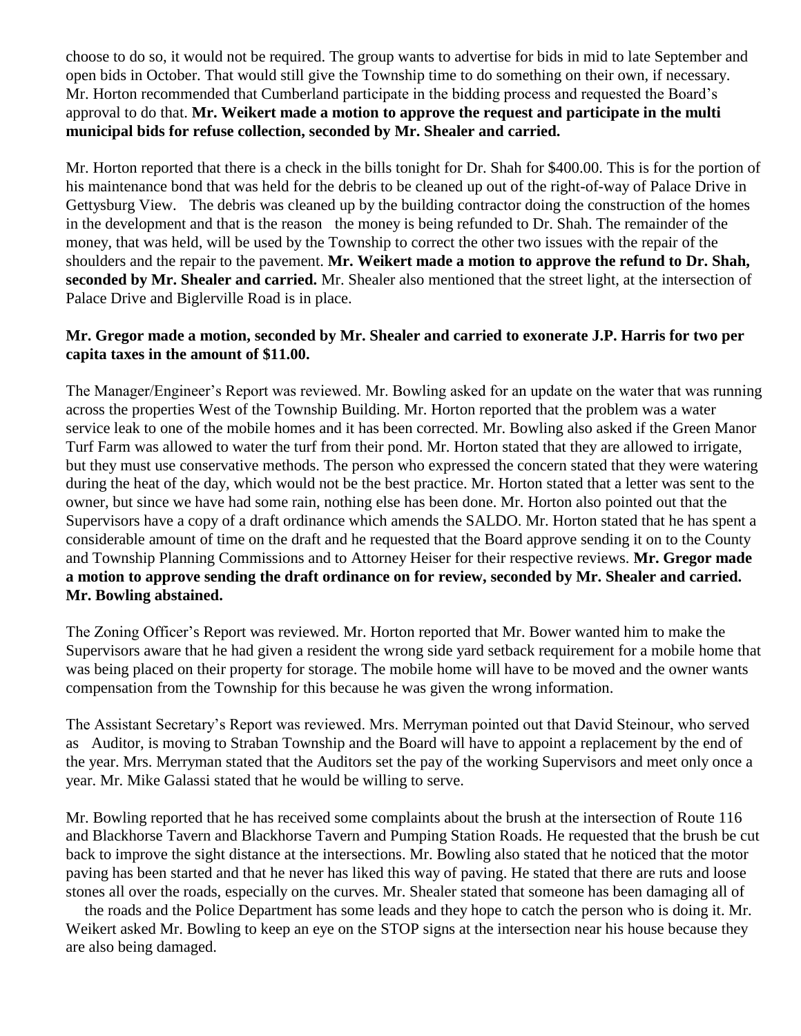choose to do so, it would not be required. The group wants to advertise for bids in mid to late September and open bids in October. That would still give the Township time to do something on their own, if necessary. Mr. Horton recommended that Cumberland participate in the bidding process and requested the Board's approval to do that. **Mr. Weikert made a motion to approve the request and participate in the multi municipal bids for refuse collection, seconded by Mr. Shealer and carried.**

Mr. Horton reported that there is a check in the bills tonight for Dr. Shah for $400.00. This is for the portion of his maintenance bond that was held for the debris to be cleaned up out of the right-of-way of Palace Drive in Gettysburg View. The debris was cleaned up by the building contractor doing the construction of the homes in the development and that is the reason the money is being refunded to Dr. Shah. The remainder of the money, that was held, will be used by the Township to correct the other two issues with the repair of the shoulders and the repair to the pavement. **Mr. Weikert made a motion to approve the refund to Dr. Shah, seconded by Mr. Shealer and carried.** Mr. Shealer also mentioned that the street light, at the intersection of Palace Drive and Biglerville Road is in place.

**Mr. Gregor made a motion, seconded by Mr. Shealer and carried to exonerate J.P. Harris for two per capita taxes in the amount of $11.00.**

The Manager/Engineer's Report was reviewed. Mr. Bowling asked for an update on the water that was running across the properties West of the Township Building. Mr. Horton reported that the problem was a water service leak to one of the mobile homes and it has been corrected. Mr. Bowling also asked if the Green Manor Turf Farm was allowed to water the turf from their pond. Mr. Horton stated that they are allowed to irrigate, but they must use conservative methods. The person who expressed the concern stated that they were watering during the heat of the day, which would not be the best practice. Mr. Horton stated that a letter was sent to the owner, but since we have had some rain, nothing else has been done. Mr. Horton also pointed out that the Supervisors have a copy of a draft ordinance which amends the SALDO. Mr. Horton stated that he has spent a considerable amount of time on the draft and he requested that the Board approve sending it on to the County and Township Planning Commissions and to Attorney Heiser for their respective reviews. **Mr. Gregor made a motion to approve sending the draft ordinance on for review, seconded by Mr. Shealer and carried. Mr. Bowling abstained.**

The Zoning Officer's Report was reviewed. Mr. Horton reported that Mr. Bower wanted him to make the Supervisors aware that he had given a resident the wrong side yard setback requirement for a mobile home that was being placed on their property for storage. The mobile home will have to be moved and the owner wants compensation from the Township for this because he was given the wrong information.

The Assistant Secretary's Report was reviewed. Mrs. Merryman pointed out that David Steinour, who served as Auditor, is moving to Straban Township and the Board will have to appoint a replacement by the end of the year. Mrs. Merryman stated that the Auditors set the pay of the working Supervisors and meet only once a year. Mr. Mike Galassi stated that he would be willing to serve.

Mr. Bowling reported that he has received some complaints about the brush at the intersection of Route 116 and Blackhorse Tavern and Blackhorse Tavern and Pumping Station Roads. He requested that the brush be cut back to improve the sight distance at the intersections. Mr. Bowling also stated that he noticed that the motor paving has been started and that he never has liked this way of paving. He stated that there are ruts and loose stones all over the roads, especially on the curves. Mr. Shealer stated that someone has been damaging all of the roads and the Police Department has some leads and they hope to catch the person who is doing it. Mr. Weikert asked Mr. Bowling to keep an eye on the STOP signs at the intersection near his house because they are also being damaged.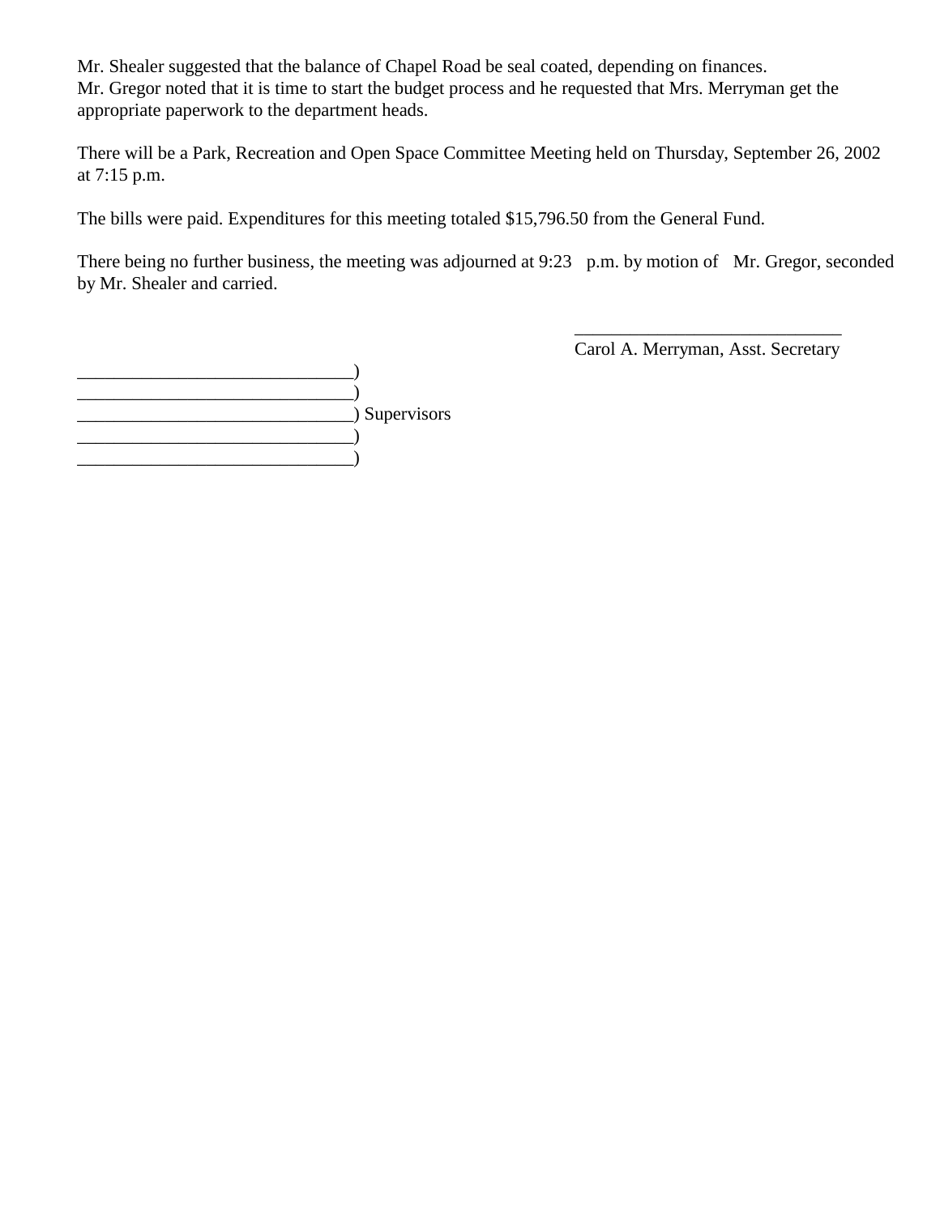Mr. Shealer suggested that the balance of Chapel Road be seal coated, depending on finances.
Mr. Gregor noted that it is time to start the budget process and he requested that Mrs. Merryman get the appropriate paperwork to the department heads.

There will be a Park, Recreation and Open Space Committee Meeting held on Thursday, September 26, 2002 at 7:15 p.m.

The bills were paid. Expenditures for this meeting totaled $15,796.50 from the General Fund.

There being no further business, the meeting was adjourned at 9:23 p.m. by motion of Mr. Gregor, seconded by Mr. Shealer and carried.

______________________________
Carol A. Merryman, Asst. Secretary

______________________________)
______________________________)
______________________________) Supervisors
______________________________)
______________________________)